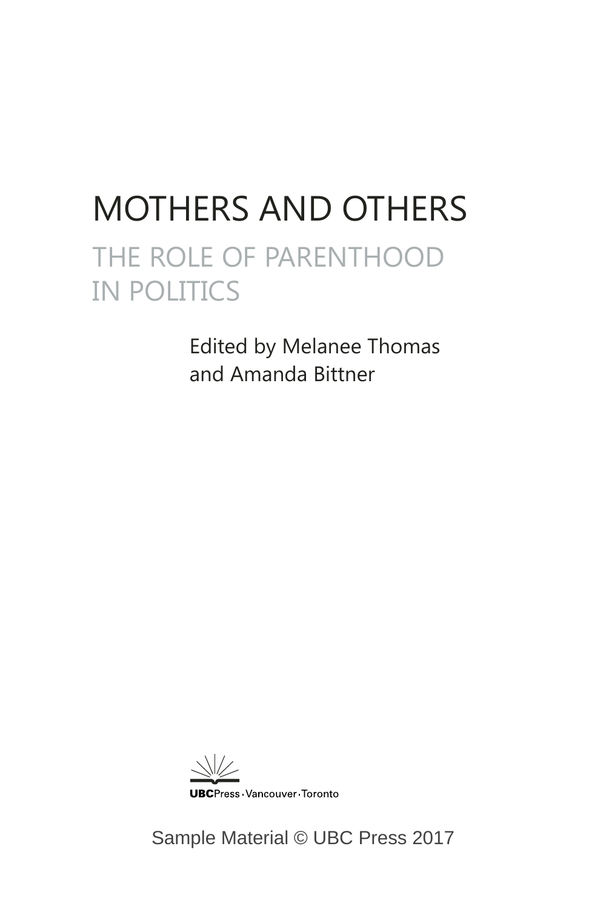# MOTHERS AND OTHERS

## THE ROLE OF PARENTHOOD IN POLITICS

Edited by Melanee Thomas and Amanda Bittner

UBCPress · Vancouver · Toronto

Sample Material © UBC Press 2017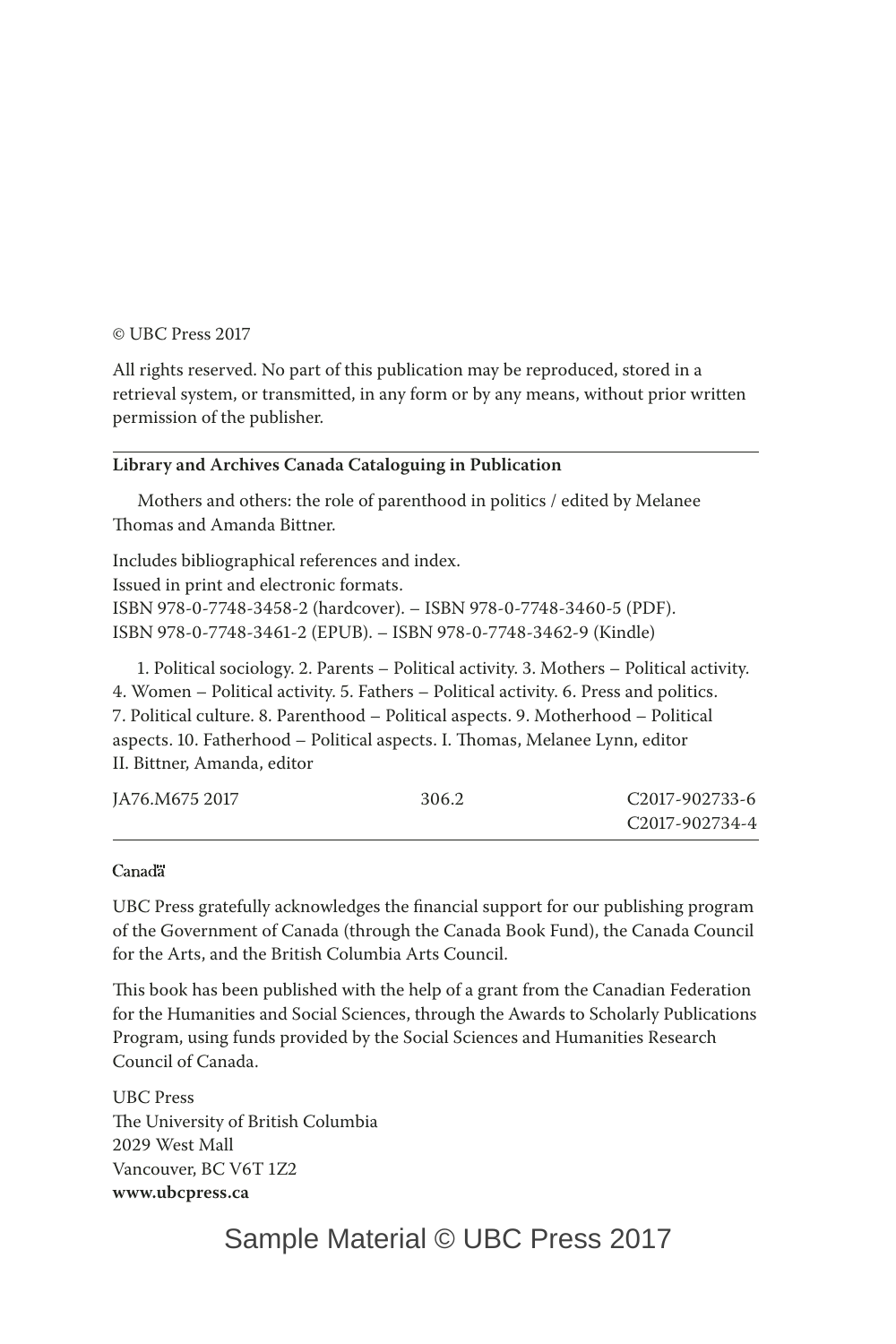© UBC Press 2017

All rights reserved. No part of this publication may be reproduced, stored in a retrieval system, or transmitted, in any form or by any means, without prior written permission of the publisher.

---

**Library and Archives Canada Cataloguing in Publication**

Mothers and others: the role of parenthood in politics / edited by Melanee Thomas and Amanda Bittner.

Includes bibliographical references and index.
Issued in print and electronic formats.
ISBN 978-0-7748-3458-2 (hardcover). – ISBN 978-0-7748-3460-5 (PDF).
ISBN 978-0-7748-3461-2 (EPUB). – ISBN 978-0-7748-3462-9 (Kindle)

1. Political sociology. 2. Parents – Political activity. 3. Mothers – Political activity. 4. Women – Political activity. 5. Fathers – Political activity. 6. Press and politics. 7. Political culture. 8. Parenthood – Political aspects. 9. Motherhood – Political aspects. 10. Fatherhood – Political aspects. I. Thomas, Melanee Lynn, editor II. Bittner, Amanda, editor

JA76.M675 2017 306.2 C2017-902733-6
C2017-902734-4

---

Canadä

UBC Press gratefully acknowledges the financial support for our publishing program of the Government of Canada (through the Canada Book Fund), the Canada Council for the Arts, and the British Columbia Arts Council.

This book has been published with the help of a grant from the Canadian Federation for the Humanities and Social Sciences, through the Awards to Scholarly Publications Program, using funds provided by the Social Sciences and Humanities Research Council of Canada.

UBC Press
The University of British Columbia
2029 West Mall
Vancouver, BC V6T 1Z2
**www.ubcpress.ca**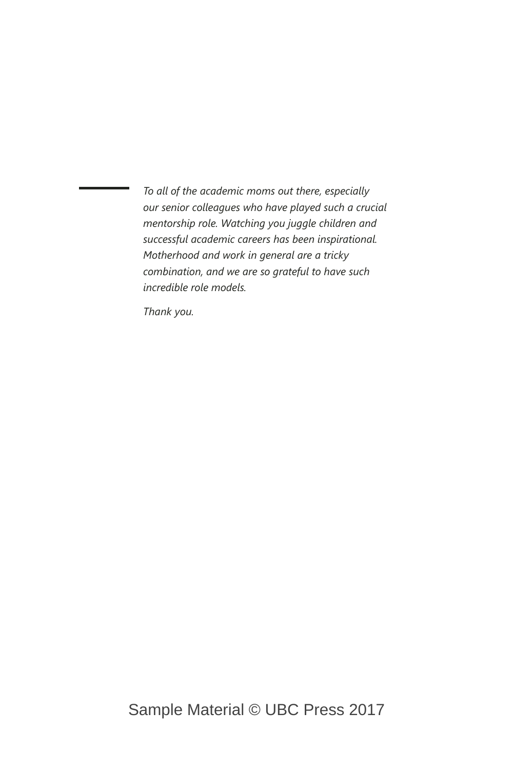*To all of the academic moms out there, especially our senior colleagues who have played such a crucial mentorship role. Watching you juggle children and successful academic careers has been inspirational. Motherhood and work in general are a tricky combination, and we are so grateful to have such incredible role models.*

*Thank you.*

Sample Material © UBC Press 2017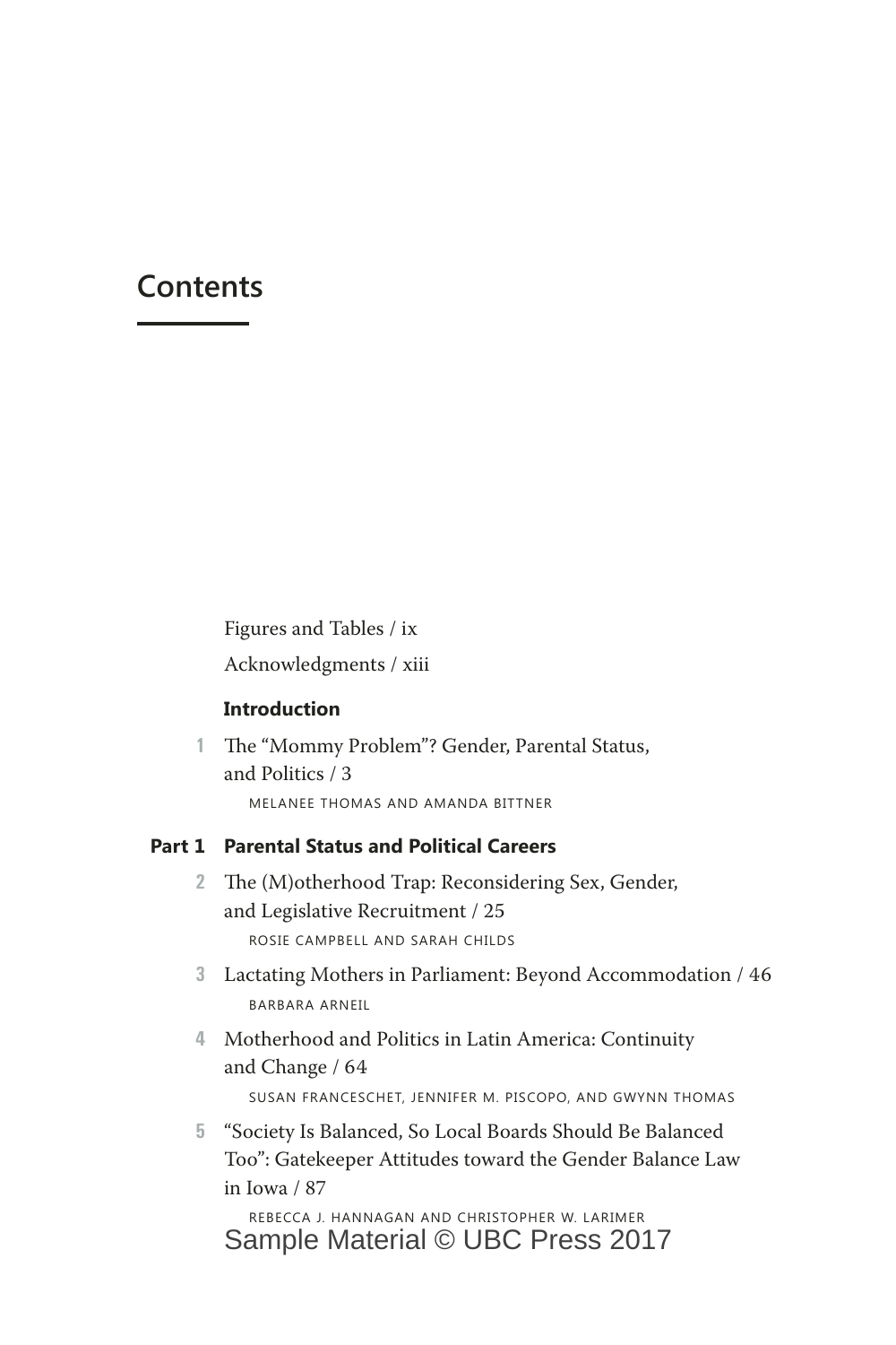# Contents

Figures and Tables / ix

Acknowledgments / xiii

**Introduction**

1 The "Mommy Problem"? Gender, Parental Status, and Politics / 3

MELANEE THOMAS AND AMANDA BITTNER

**Part 1 Parental Status and Political Careers**

2 The (M)otherhood Trap: Reconsidering Sex, Gender, and Legislative Recruitment / 25

ROSIE CAMPBELL AND SARAH CHILDS

3 Lactating Mothers in Parliament: Beyond Accommodation / 46

BARBARA ARNEIL

4 Motherhood and Politics in Latin America: Continuity and Change / 64

SUSAN FRANCESCHET, JENNIFER M. PISCOPO, AND GWYNN THOMAS

5 "Society Is Balanced, So Local Boards Should Be Balanced Too": Gatekeeper Attitudes toward the Gender Balance Law in Iowa / 87

REBECCA J. HANNAGAN AND CHRISTOPHER W. LARIMER

Sample Material © UBC Press 2017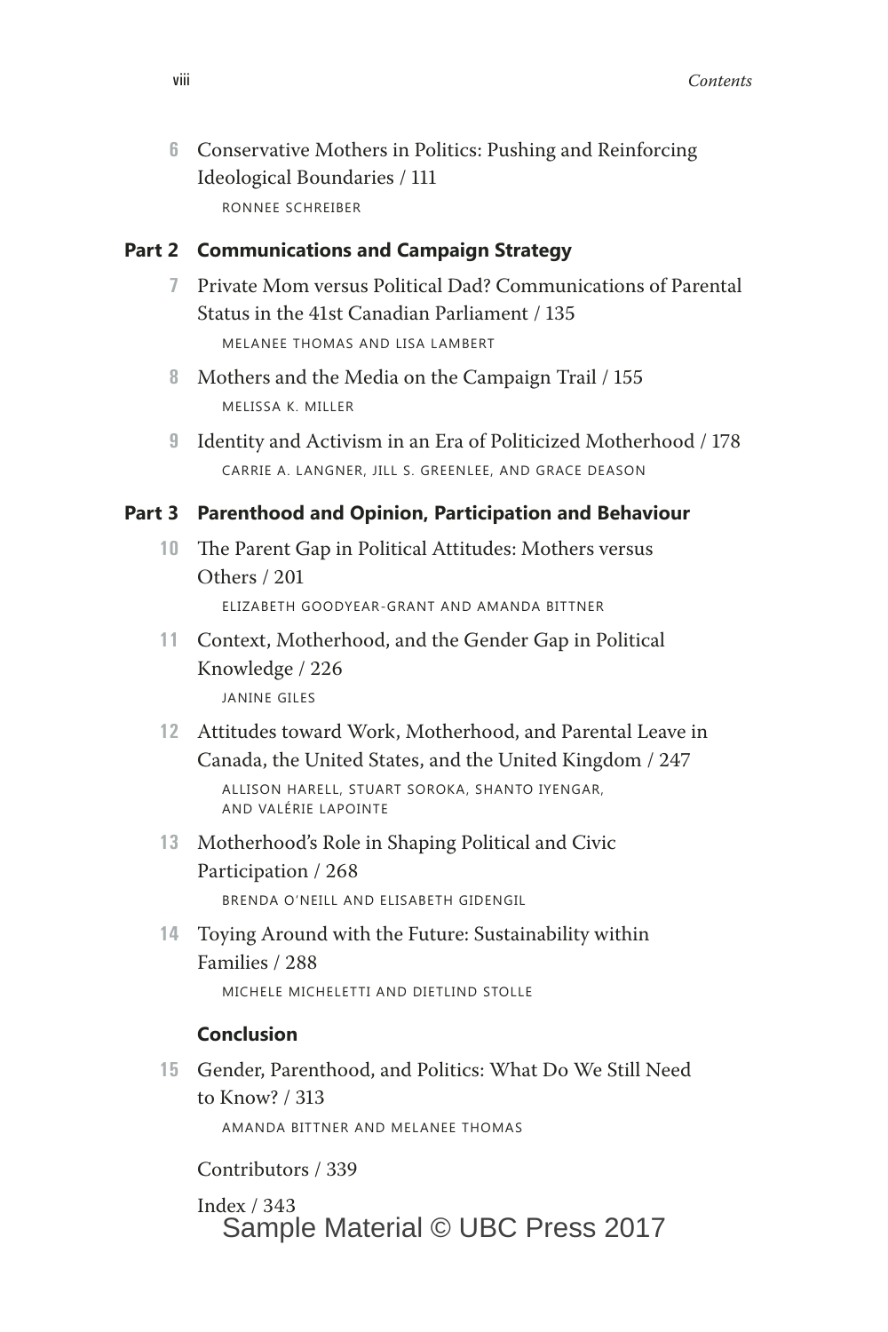6 Conservative Mothers in Politics: Pushing and Reinforcing Ideological Boundaries / 111
RONNEE SCHREIBER

**Part 2 Communications and Campaign Strategy**

7 Private Mom versus Political Dad? Communications of Parental Status in the 41st Canadian Parliament / 135
MELANEE THOMAS AND LISA LAMBERT

8 Mothers and the Media on the Campaign Trail / 155
MELISSA K. MILLER

9 Identity and Activism in an Era of Politicized Motherhood / 178
CARRIE A. LANGNER, JILL S. GREENLEE, AND GRACE DEASON

**Part 3 Parenthood and Opinion, Participation and Behaviour**

10 The Parent Gap in Political Attitudes: Mothers versus Others / 201
ELIZABETH GOODYEAR-GRANT AND AMANDA BITTNER

11 Context, Motherhood, and the Gender Gap in Political Knowledge / 226
JANINE GILES

12 Attitudes toward Work, Motherhood, and Parental Leave in Canada, the United States, and the United Kingdom / 247
ALLISON HARELL, STUART SOROKA, SHANTO IYENGAR, AND VALÉRIE LAPOINTE

13 Motherhood's Role in Shaping Political and Civic Participation / 268
BRENDA O'NEILL AND ELISABETH GIDENGIL

14 Toying Around with the Future: Sustainability within Families / 288
MICHELE MICHELETTI AND DIETLIND STOLLE

**Conclusion**

15 Gender, Parenthood, and Politics: What Do We Still Need to Know? / 313
AMANDA BITTNER AND MELANEE THOMAS

Contributors / 339

Index / 343

Sample Material © UBC Press 2017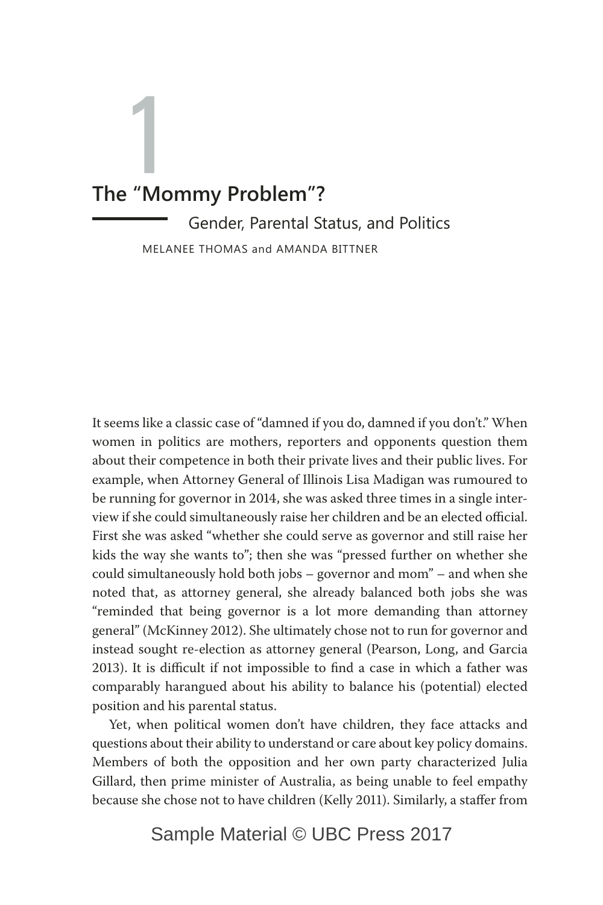# 1

## The "Mommy Problem"?

### Gender, Parental Status, and Politics

MELANEE THOMAS and AMANDA BITTNER

It seems like a classic case of "damned if you do, damned if you don't." When women in politics are mothers, reporters and opponents question them about their competence in both their private lives and their public lives. For example, when Attorney General of Illinois Lisa Madigan was rumoured to be running for governor in 2014, she was asked three times in a single interview if she could simultaneously raise her children and be an elected official. First she was asked "whether she could serve as governor and still raise her kids the way she wants to"; then she was "pressed further on whether she could simultaneously hold both jobs – governor and mom" – and when she noted that, as attorney general, she already balanced both jobs she was "reminded that being governor is a lot more demanding than attorney general" (McKinney 2012). She ultimately chose not to run for governor and instead sought re-election as attorney general (Pearson, Long, and Garcia 2013). It is difficult if not impossible to find a case in which a father was comparably harangued about his ability to balance his (potential) elected position and his parental status.

Yet, when political women don't have children, they face attacks and questions about their ability to understand or care about key policy domains. Members of both the opposition and her own party characterized Julia Gillard, then prime minister of Australia, as being unable to feel empathy because she chose not to have children (Kelly 2011). Similarly, a staffer from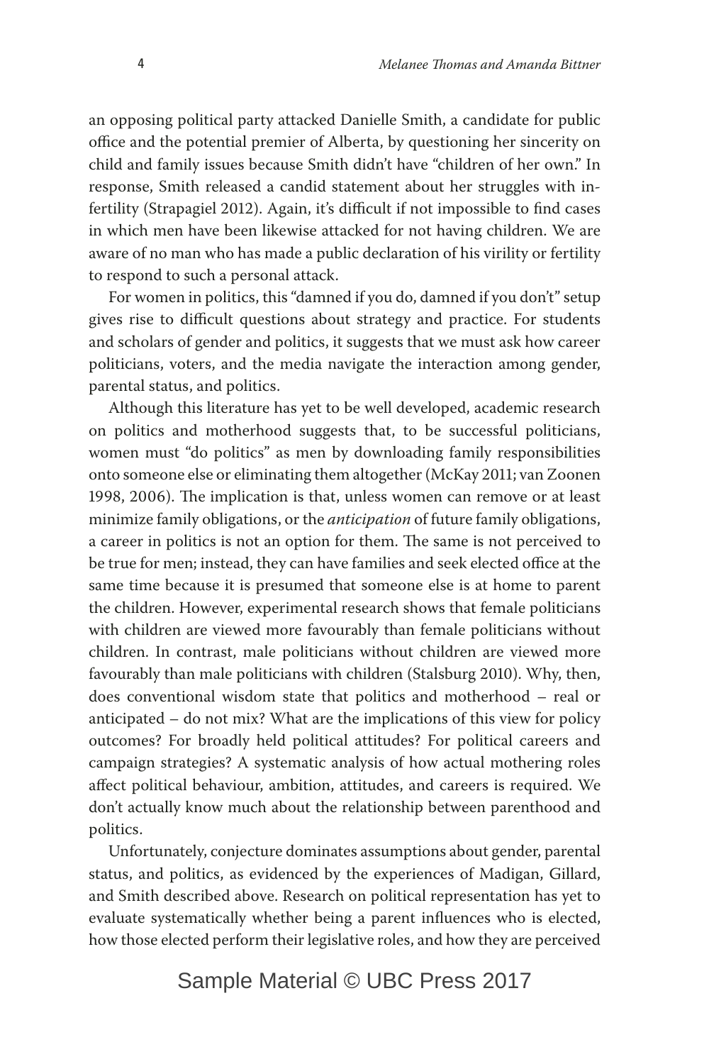an opposing political party attacked Danielle Smith, a candidate for public office and the potential premier of Alberta, by questioning her sincerity on child and family issues because Smith didn't have "children of her own." In response, Smith released a candid statement about her struggles with infertility (Strapagiel 2012). Again, it's difficult if not impossible to find cases in which men have been likewise attacked for not having children. We are aware of no man who has made a public declaration of his virility or fertility to respond to such a personal attack.

For women in politics, this "damned if you do, damned if you don't" setup gives rise to difficult questions about strategy and practice. For students and scholars of gender and politics, it suggests that we must ask how career politicians, voters, and the media navigate the interaction among gender, parental status, and politics.

Although this literature has yet to be well developed, academic research on politics and motherhood suggests that, to be successful politicians, women must "do politics" as men by downloading family responsibilities onto someone else or eliminating them altogether (McKay 2011; van Zoonen 1998, 2006). The implication is that, unless women can remove or at least minimize family obligations, or the *anticipation* of future family obligations, a career in politics is not an option for them. The same is not perceived to be true for men; instead, they can have families and seek elected office at the same time because it is presumed that someone else is at home to parent the children. However, experimental research shows that female politicians with children are viewed more favourably than female politicians without children. In contrast, male politicians without children are viewed more favourably than male politicians with children (Stalsburg 2010). Why, then, does conventional wisdom state that politics and motherhood – real or anticipated – do not mix? What are the implications of this view for policy outcomes? For broadly held political attitudes? For political careers and campaign strategies? A systematic analysis of how actual mothering roles affect political behaviour, ambition, attitudes, and careers is required. We don't actually know much about the relationship between parenthood and politics.

Unfortunately, conjecture dominates assumptions about gender, parental status, and politics, as evidenced by the experiences of Madigan, Gillard, and Smith described above. Research on political representation has yet to evaluate systematically whether being a parent influences who is elected, how those elected perform their legislative roles, and how they are perceived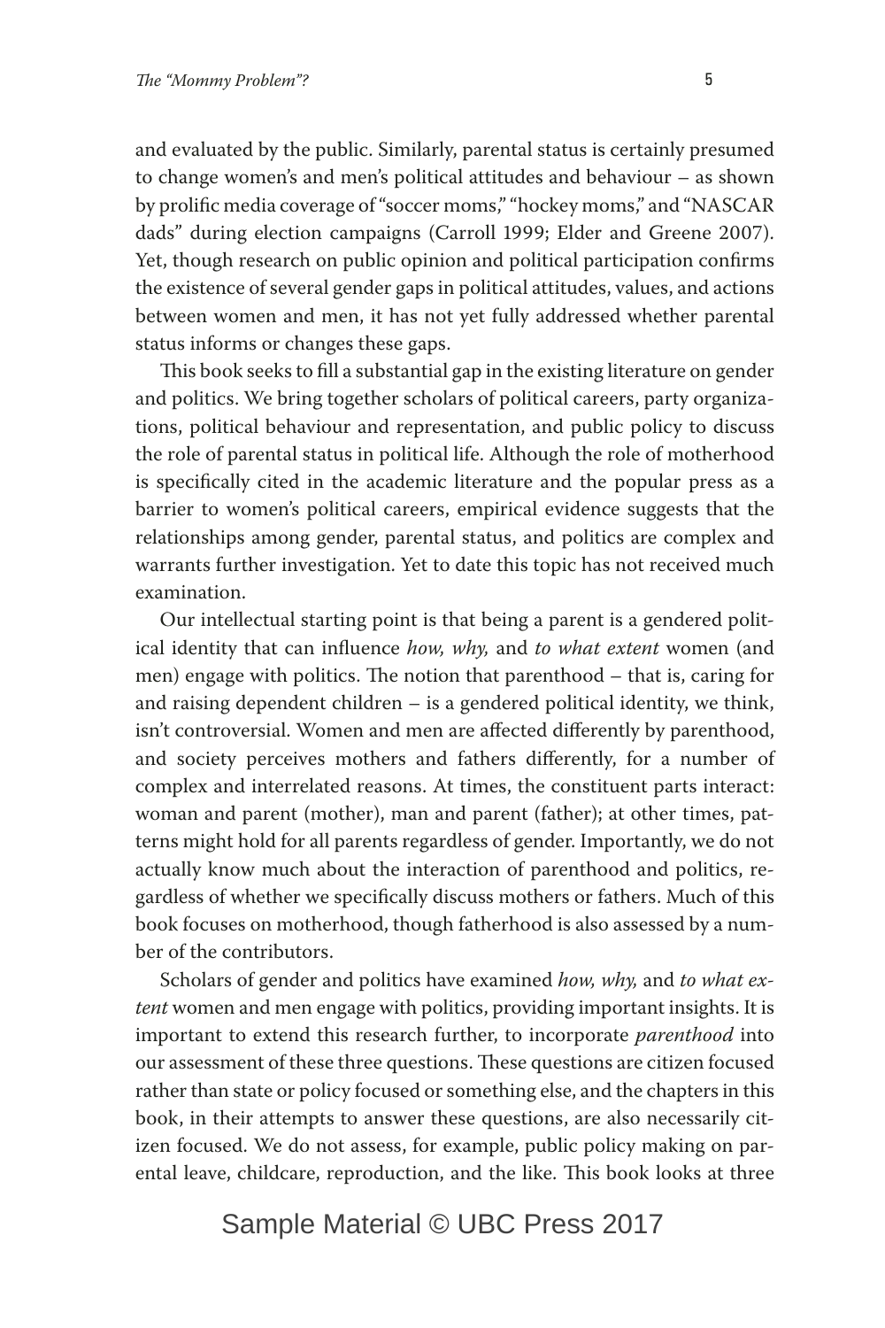and evaluated by the public. Similarly, parental status is certainly presumed to change women's and men's political attitudes and behaviour – as shown by prolific media coverage of "soccer moms," "hockey moms," and "NASCAR dads" during election campaigns (Carroll 1999; Elder and Greene 2007). Yet, though research on public opinion and political participation confirms the existence of several gender gaps in political attitudes, values, and actions between women and men, it has not yet fully addressed whether parental status informs or changes these gaps.

This book seeks to fill a substantial gap in the existing literature on gender and politics. We bring together scholars of political careers, party organizations, political behaviour and representation, and public policy to discuss the role of parental status in political life. Although the role of motherhood is specifically cited in the academic literature and the popular press as a barrier to women's political careers, empirical evidence suggests that the relationships among gender, parental status, and politics are complex and warrants further investigation. Yet to date this topic has not received much examination.

Our intellectual starting point is that being a parent is a gendered political identity that can influence *how, why,* and *to what extent* women (and men) engage with politics. The notion that parenthood – that is, caring for and raising dependent children – is a gendered political identity, we think, isn't controversial. Women and men are affected differently by parenthood, and society perceives mothers and fathers differently, for a number of complex and interrelated reasons. At times, the constituent parts interact: woman and parent (mother), man and parent (father); at other times, patterns might hold for all parents regardless of gender. Importantly, we do not actually know much about the interaction of parenthood and politics, regardless of whether we specifically discuss mothers or fathers. Much of this book focuses on motherhood, though fatherhood is also assessed by a number of the contributors.

Scholars of gender and politics have examined *how, why,* and *to what extent* women and men engage with politics, providing important insights. It is important to extend this research further, to incorporate *parenthood* into our assessment of these three questions. These questions are citizen focused rather than state or policy focused or something else, and the chapters in this book, in their attempts to answer these questions, are also necessarily citizen focused. We do not assess, for example, public policy making on parental leave, childcare, reproduction, and the like. This book looks at three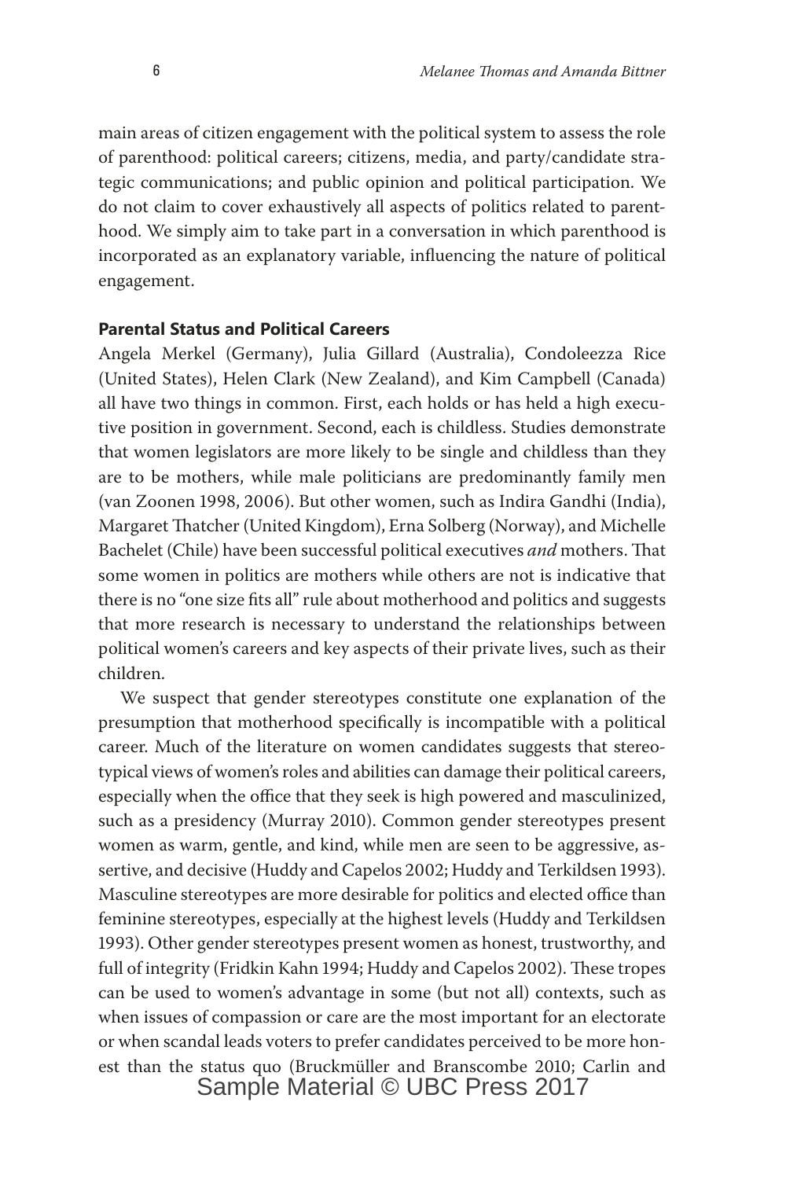main areas of citizen engagement with the political system to assess the role of parenthood: political careers; citizens, media, and party/candidate strategic communications; and public opinion and political participation. We do not claim to cover exhaustively all aspects of politics related to parenthood. We simply aim to take part in a conversation in which parenthood is incorporated as an explanatory variable, influencing the nature of political engagement.

### Parental Status and Political Careers

Angela Merkel (Germany), Julia Gillard (Australia), Condoleezza Rice (United States), Helen Clark (New Zealand), and Kim Campbell (Canada) all have two things in common. First, each holds or has held a high executive position in government. Second, each is childless. Studies demonstrate that women legislators are more likely to be single and childless than they are to be mothers, while male politicians are predominantly family men (van Zoonen 1998, 2006). But other women, such as Indira Gandhi (India), Margaret Thatcher (United Kingdom), Erna Solberg (Norway), and Michelle Bachelet (Chile) have been successful political executives *and* mothers. That some women in politics are mothers while others are not is indicative that there is no "one size fits all" rule about motherhood and politics and suggests that more research is necessary to understand the relationships between political women's careers and key aspects of their private lives, such as their children.

We suspect that gender stereotypes constitute one explanation of the presumption that motherhood specifically is incompatible with a political career. Much of the literature on women candidates suggests that stereotypical views of women's roles and abilities can damage their political careers, especially when the office that they seek is high powered and masculinized, such as a presidency (Murray 2010). Common gender stereotypes present women as warm, gentle, and kind, while men are seen to be aggressive, assertive, and decisive (Huddy and Capelos 2002; Huddy and Terkildsen 1993). Masculine stereotypes are more desirable for politics and elected office than feminine stereotypes, especially at the highest levels (Huddy and Terkildsen 1993). Other gender stereotypes present women as honest, trustworthy, and full of integrity (Fridkin Kahn 1994; Huddy and Capelos 2002). These tropes can be used to women's advantage in some (but not all) contexts, such as when issues of compassion or care are the most important for an electorate or when scandal leads voters to prefer candidates perceived to be more honest than the status quo (Bruckmüller and Branscombe 2010; Carlin and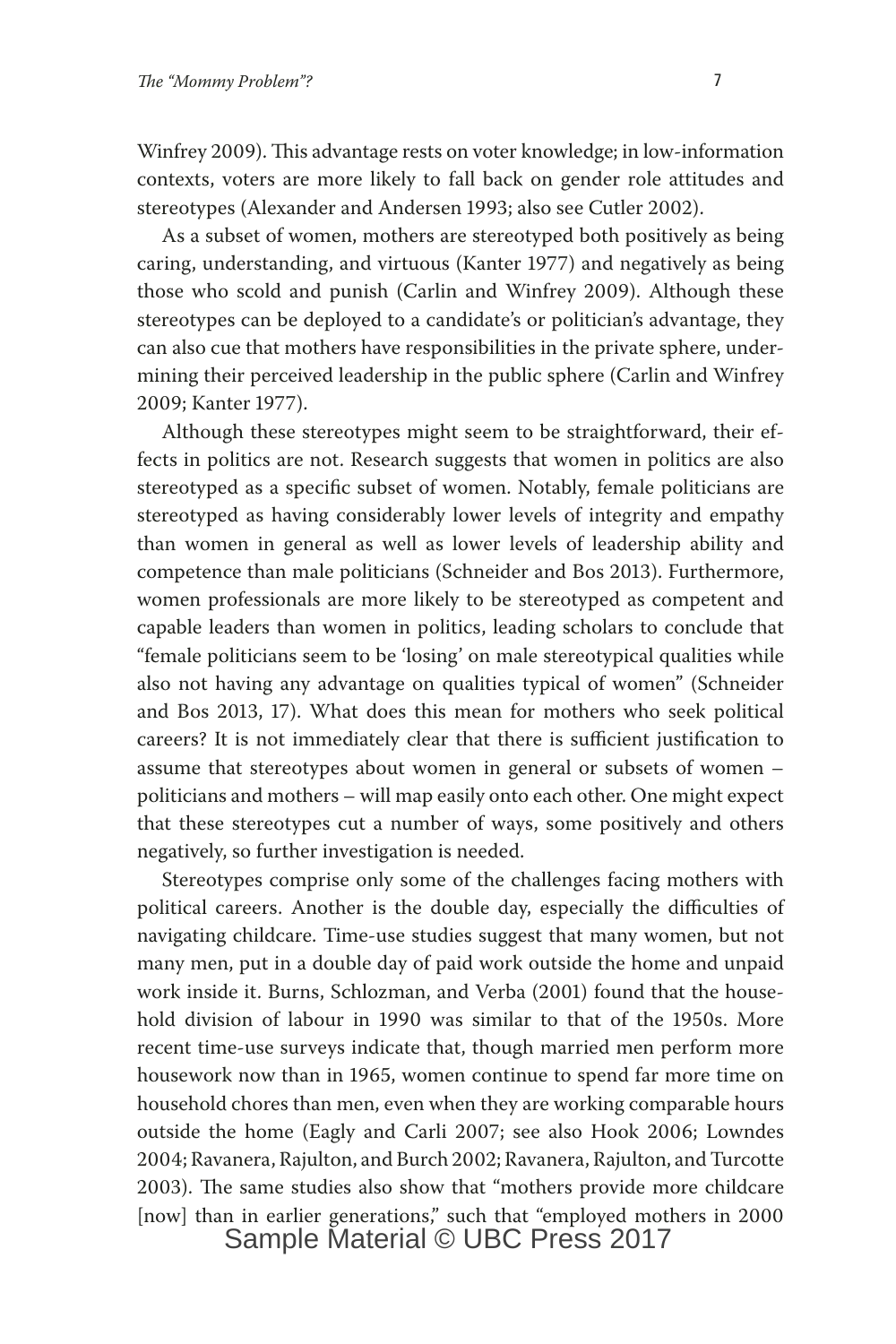Winfrey 2009). This advantage rests on voter knowledge; in low-information contexts, voters are more likely to fall back on gender role attitudes and stereotypes (Alexander and Andersen 1993; also see Cutler 2002).

As a subset of women, mothers are stereotyped both positively as being caring, understanding, and virtuous (Kanter 1977) and negatively as being those who scold and punish (Carlin and Winfrey 2009). Although these stereotypes can be deployed to a candidate's or politician's advantage, they can also cue that mothers have responsibilities in the private sphere, undermining their perceived leadership in the public sphere (Carlin and Winfrey 2009; Kanter 1977).

Although these stereotypes might seem to be straightforward, their effects in politics are not. Research suggests that women in politics are also stereotyped as a specific subset of women. Notably, female politicians are stereotyped as having considerably lower levels of integrity and empathy than women in general as well as lower levels of leadership ability and competence than male politicians (Schneider and Bos 2013). Furthermore, women professionals are more likely to be stereotyped as competent and capable leaders than women in politics, leading scholars to conclude that "female politicians seem to be 'losing' on male stereotypical qualities while also not having any advantage on qualities typical of women" (Schneider and Bos 2013, 17). What does this mean for mothers who seek political careers? It is not immediately clear that there is sufficient justification to assume that stereotypes about women in general or subsets of women – politicians and mothers – will map easily onto each other. One might expect that these stereotypes cut a number of ways, some positively and others negatively, so further investigation is needed.

Stereotypes comprise only some of the challenges facing mothers with political careers. Another is the double day, especially the difficulties of navigating childcare. Time-use studies suggest that many women, but not many men, put in a double day of paid work outside the home and unpaid work inside it. Burns, Schlozman, and Verba (2001) found that the household division of labour in 1990 was similar to that of the 1950s. More recent time-use surveys indicate that, though married men perform more housework now than in 1965, women continue to spend far more time on household chores than men, even when they are working comparable hours outside the home (Eagly and Carli 2007; see also Hook 2006; Lowndes 2004; Ravanera, Rajulton, and Burch 2002; Ravanera, Rajulton, and Turcotte 2003). The same studies also show that "mothers provide more childcare [now] than in earlier generations," such that "employed mothers in 2000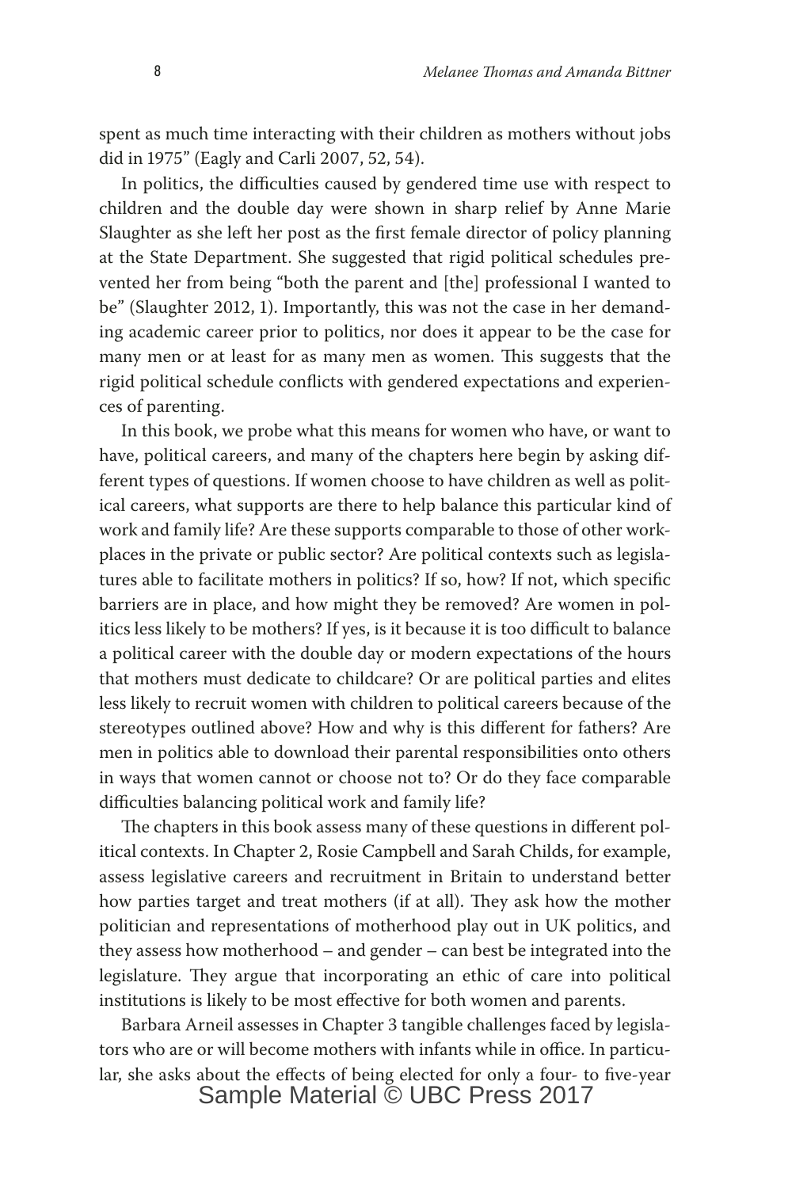spent as much time interacting with their children as mothers without jobs did in 1975" (Eagly and Carli 2007, 52, 54).

In politics, the difficulties caused by gendered time use with respect to children and the double day were shown in sharp relief by Anne Marie Slaughter as she left her post as the first female director of policy planning at the State Department. She suggested that rigid political schedules prevented her from being "both the parent and [the] professional I wanted to be" (Slaughter 2012, 1). Importantly, this was not the case in her demanding academic career prior to politics, nor does it appear to be the case for many men or at least for as many men as women. This suggests that the rigid political schedule conflicts with gendered expectations and experiences of parenting.

In this book, we probe what this means for women who have, or want to have, political careers, and many of the chapters here begin by asking different types of questions. If women choose to have children as well as political careers, what supports are there to help balance this particular kind of work and family life? Are these supports comparable to those of other workplaces in the private or public sector? Are political contexts such as legislatures able to facilitate mothers in politics? If so, how? If not, which specific barriers are in place, and how might they be removed? Are women in politics less likely to be mothers? If yes, is it because it is too difficult to balance a political career with the double day or modern expectations of the hours that mothers must dedicate to childcare? Or are political parties and elites less likely to recruit women with children to political careers because of the stereotypes outlined above? How and why is this different for fathers? Are men in politics able to download their parental responsibilities onto others in ways that women cannot or choose not to? Or do they face comparable difficulties balancing political work and family life?

The chapters in this book assess many of these questions in different political contexts. In Chapter 2, Rosie Campbell and Sarah Childs, for example, assess legislative careers and recruitment in Britain to understand better how parties target and treat mothers (if at all). They ask how the mother politician and representations of motherhood play out in UK politics, and they assess how motherhood – and gender – can best be integrated into the legislature. They argue that incorporating an ethic of care into political institutions is likely to be most effective for both women and parents.

Barbara Arneil assesses in Chapter 3 tangible challenges faced by legislators who are or will become mothers with infants while in office. In particular, she asks about the effects of being elected for only a four- to five-year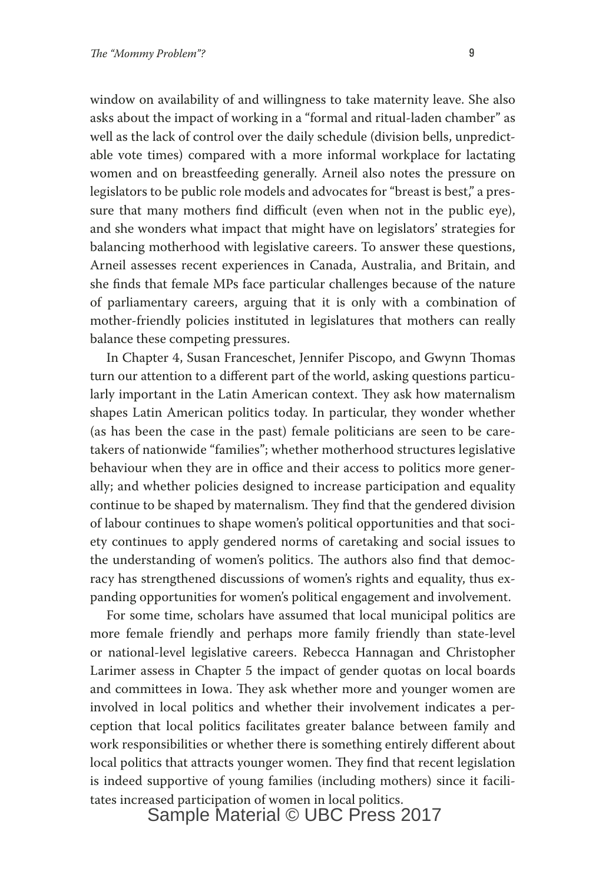window on availability of and willingness to take maternity leave. She also asks about the impact of working in a "formal and ritual-laden chamber" as well as the lack of control over the daily schedule (division bells, unpredictable vote times) compared with a more informal workplace for lactating women and on breastfeeding generally. Arneil also notes the pressure on legislators to be public role models and advocates for "breast is best," a pressure that many mothers find difficult (even when not in the public eye), and she wonders what impact that might have on legislators' strategies for balancing motherhood with legislative careers. To answer these questions, Arneil assesses recent experiences in Canada, Australia, and Britain, and she finds that female MPs face particular challenges because of the nature of parliamentary careers, arguing that it is only with a combination of mother-friendly policies instituted in legislatures that mothers can really balance these competing pressures.

In Chapter 4, Susan Franceschet, Jennifer Piscopo, and Gwynn Thomas turn our attention to a different part of the world, asking questions particularly important in the Latin American context. They ask how maternalism shapes Latin American politics today. In particular, they wonder whether (as has been the case in the past) female politicians are seen to be caretakers of nationwide "families"; whether motherhood structures legislative behaviour when they are in office and their access to politics more generally; and whether policies designed to increase participation and equality continue to be shaped by maternalism. They find that the gendered division of labour continues to shape women's political opportunities and that society continues to apply gendered norms of caretaking and social issues to the understanding of women's politics. The authors also find that democracy has strengthened discussions of women's rights and equality, thus expanding opportunities for women's political engagement and involvement.

For some time, scholars have assumed that local municipal politics are more female friendly and perhaps more family friendly than state-level or national-level legislative careers. Rebecca Hannagan and Christopher Larimer assess in Chapter 5 the impact of gender quotas on local boards and committees in Iowa. They ask whether more and younger women are involved in local politics and whether their involvement indicates a perception that local politics facilitates greater balance between family and work responsibilities or whether there is something entirely different about local politics that attracts younger women. They find that recent legislation is indeed supportive of young families (including mothers) since it facilitates increased participation of women in local politics.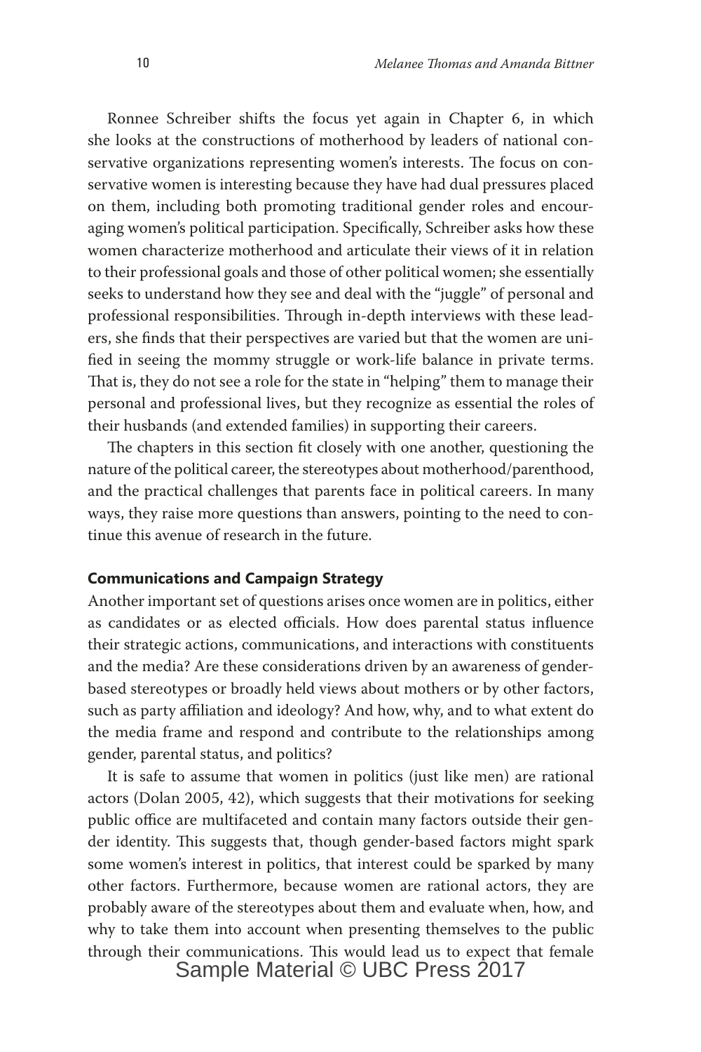Ronnee Schreiber shifts the focus yet again in Chapter 6, in which she looks at the constructions of motherhood by leaders of national conservative organizations representing women's interests. The focus on conservative women is interesting because they have had dual pressures placed on them, including both promoting traditional gender roles and encouraging women's political participation. Specifically, Schreiber asks how these women characterize motherhood and articulate their views of it in relation to their professional goals and those of other political women; she essentially seeks to understand how they see and deal with the "juggle" of personal and professional responsibilities. Through in-depth interviews with these leaders, she finds that their perspectives are varied but that the women are unified in seeing the mommy struggle or work-life balance in private terms. That is, they do not see a role for the state in "helping" them to manage their personal and professional lives, but they recognize as essential the roles of their husbands (and extended families) in supporting their careers.

The chapters in this section fit closely with one another, questioning the nature of the political career, the stereotypes about motherhood/parenthood, and the practical challenges that parents face in political careers. In many ways, they raise more questions than answers, pointing to the need to continue this avenue of research in the future.

### Communications and Campaign Strategy

Another important set of questions arises once women are in politics, either as candidates or as elected officials. How does parental status influence their strategic actions, communications, and interactions with constituents and the media? Are these considerations driven by an awareness of gender-based stereotypes or broadly held views about mothers or by other factors, such as party affiliation and ideology? And how, why, and to what extent do the media frame and respond and contribute to the relationships among gender, parental status, and politics?

It is safe to assume that women in politics (just like men) are rational actors (Dolan 2005, 42), which suggests that their motivations for seeking public office are multifaceted and contain many factors outside their gender identity. This suggests that, though gender-based factors might spark some women's interest in politics, that interest could be sparked by many other factors. Furthermore, because women are rational actors, they are probably aware of the stereotypes about them and evaluate when, how, and why to take them into account when presenting themselves to the public through their communications. This would lead us to expect that female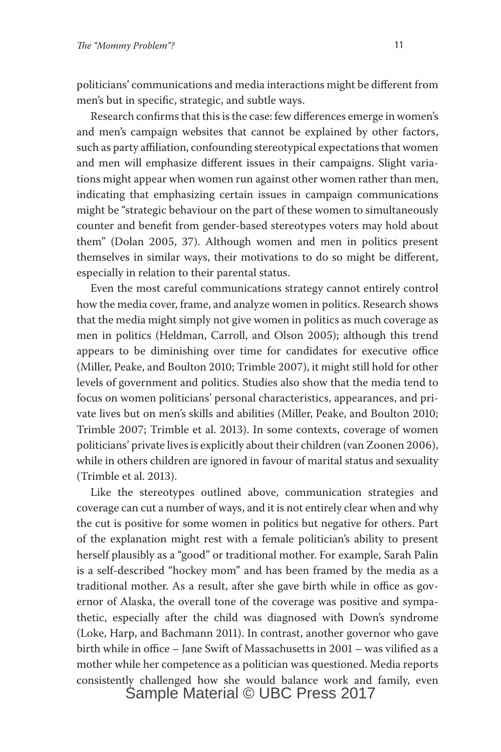politicians' communications and media interactions might be different from men's but in specific, strategic, and subtle ways.

Research confirms that this is the case: few differences emerge in women's and men's campaign websites that cannot be explained by other factors, such as party affiliation, confounding stereotypical expectations that women and men will emphasize different issues in their campaigns. Slight variations might appear when women run against other women rather than men, indicating that emphasizing certain issues in campaign communications might be "strategic behaviour on the part of these women to simultaneously counter and benefit from gender-based stereotypes voters may hold about them" (Dolan 2005, 37). Although women and men in politics present themselves in similar ways, their motivations to do so might be different, especially in relation to their parental status.

Even the most careful communications strategy cannot entirely control how the media cover, frame, and analyze women in politics. Research shows that the media might simply not give women in politics as much coverage as men in politics (Heldman, Carroll, and Olson 2005); although this trend appears to be diminishing over time for candidates for executive office (Miller, Peake, and Boulton 2010; Trimble 2007), it might still hold for other levels of government and politics. Studies also show that the media tend to focus on women politicians' personal characteristics, appearances, and private lives but on men's skills and abilities (Miller, Peake, and Boulton 2010; Trimble 2007; Trimble et al. 2013). In some contexts, coverage of women politicians' private lives is explicitly about their children (van Zoonen 2006), while in others children are ignored in favour of marital status and sexuality (Trimble et al. 2013).

Like the stereotypes outlined above, communication strategies and coverage can cut a number of ways, and it is not entirely clear when and why the cut is positive for some women in politics but negative for others. Part of the explanation might rest with a female politician's ability to present herself plausibly as a "good" or traditional mother. For example, Sarah Palin is a self-described "hockey mom" and has been framed by the media as a traditional mother. As a result, after she gave birth while in office as governor of Alaska, the overall tone of the coverage was positive and sympathetic, especially after the child was diagnosed with Down's syndrome (Loke, Harp, and Bachmann 2011). In contrast, another governor who gave birth while in office – Jane Swift of Massachusetts in 2001 – was vilified as a mother while her competence as a politician was questioned. Media reports consistently challenged how she would balance work and family, even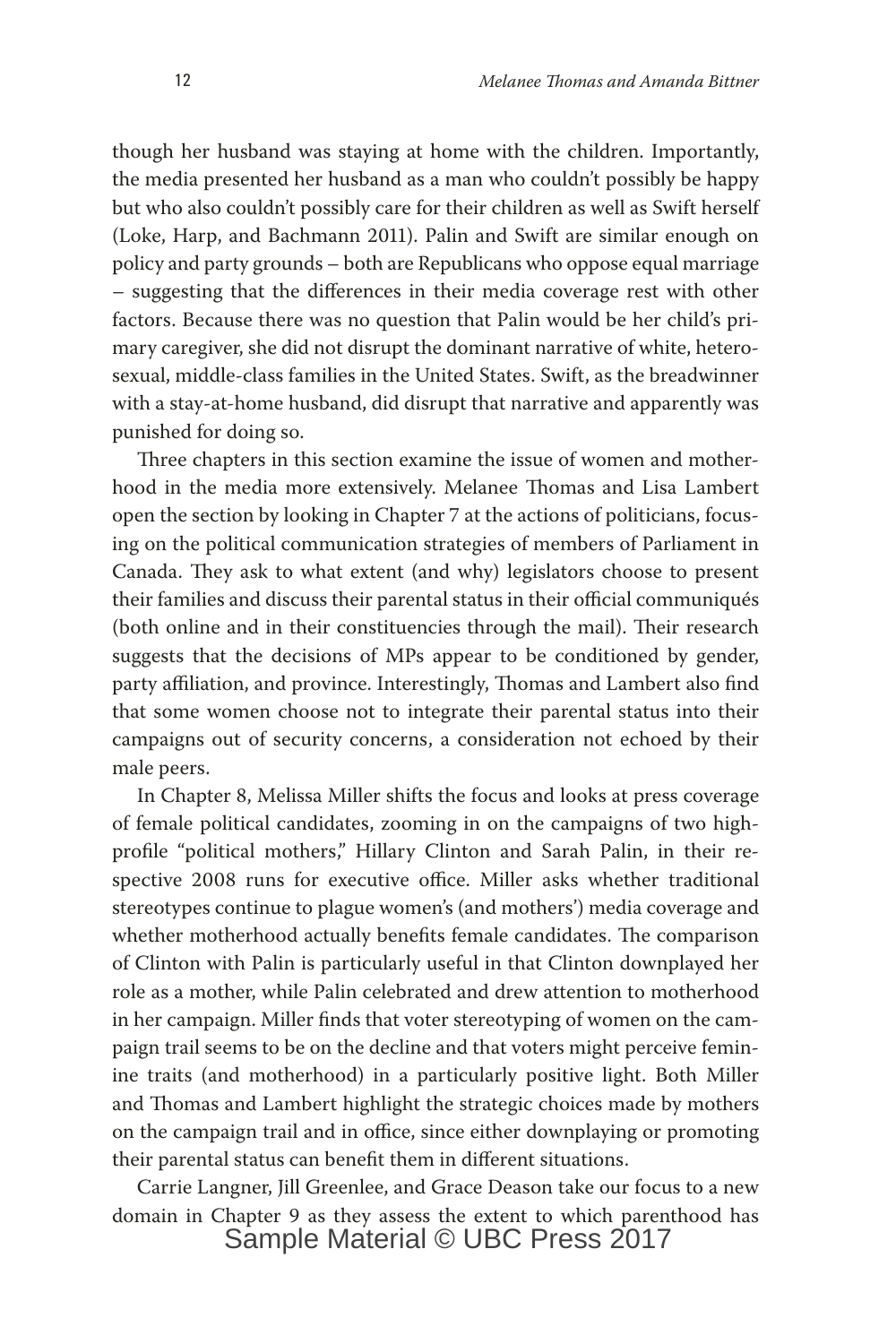though her husband was staying at home with the children. Importantly, the media presented her husband as a man who couldn't possibly be happy but who also couldn't possibly care for their children as well as Swift herself (Loke, Harp, and Bachmann 2011). Palin and Swift are similar enough on policy and party grounds – both are Republicans who oppose equal marriage – suggesting that the differences in their media coverage rest with other factors. Because there was no question that Palin would be her child's primary caregiver, she did not disrupt the dominant narrative of white, heterosexual, middle-class families in the United States. Swift, as the breadwinner with a stay-at-home husband, did disrupt that narrative and apparently was punished for doing so.

Three chapters in this section examine the issue of women and motherhood in the media more extensively. Melanee Thomas and Lisa Lambert open the section by looking in Chapter 7 at the actions of politicians, focusing on the political communication strategies of members of Parliament in Canada. They ask to what extent (and why) legislators choose to present their families and discuss their parental status in their official communiqués (both online and in their constituencies through the mail). Their research suggests that the decisions of MPs appear to be conditioned by gender, party affiliation, and province. Interestingly, Thomas and Lambert also find that some women choose not to integrate their parental status into their campaigns out of security concerns, a consideration not echoed by their male peers.

In Chapter 8, Melissa Miller shifts the focus and looks at press coverage of female political candidates, zooming in on the campaigns of two high-profile "political mothers," Hillary Clinton and Sarah Palin, in their respective 2008 runs for executive office. Miller asks whether traditional stereotypes continue to plague women's (and mothers') media coverage and whether motherhood actually benefits female candidates. The comparison of Clinton with Palin is particularly useful in that Clinton downplayed her role as a mother, while Palin celebrated and drew attention to motherhood in her campaign. Miller finds that voter stereotyping of women on the campaign trail seems to be on the decline and that voters might perceive feminine traits (and motherhood) in a particularly positive light. Both Miller and Thomas and Lambert highlight the strategic choices made by mothers on the campaign trail and in office, since either downplaying or promoting their parental status can benefit them in different situations.

Carrie Langner, Jill Greenlee, and Grace Deason take our focus to a new domain in Chapter 9 as they assess the extent to which parenthood has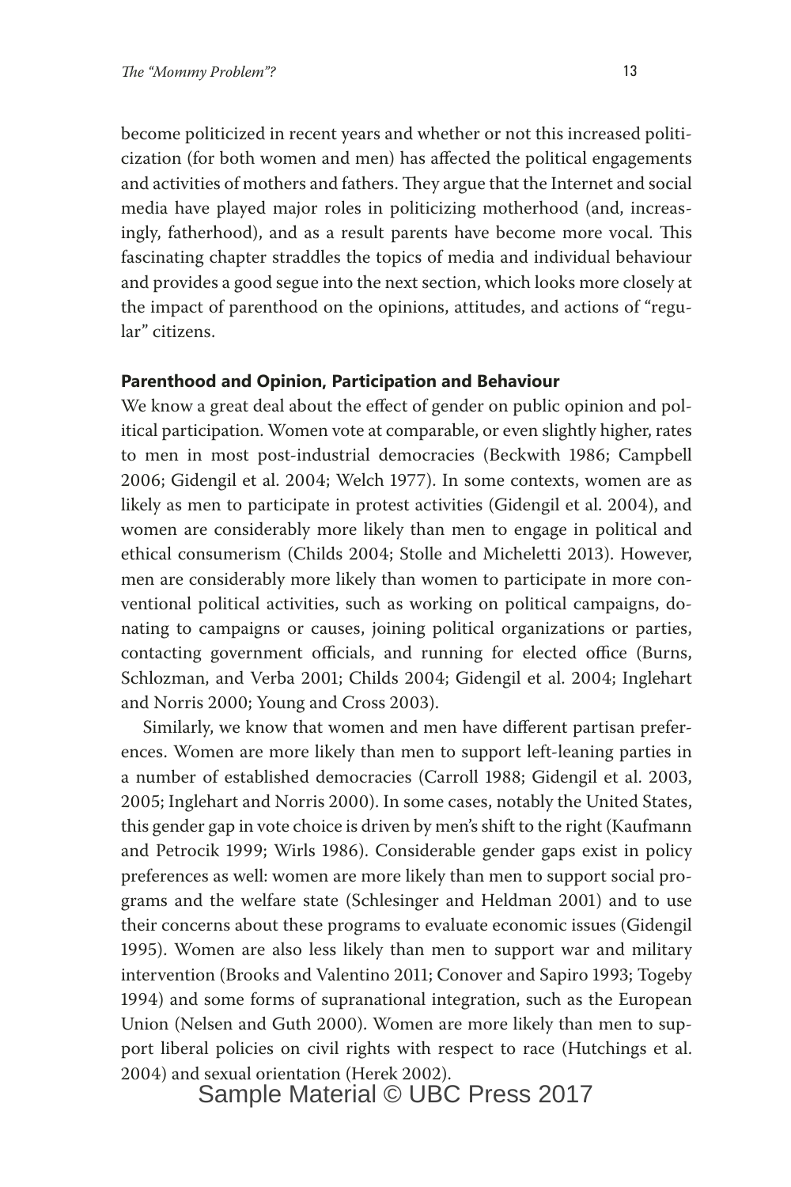become politicized in recent years and whether or not this increased politicization (for both women and men) has affected the political engagements and activities of mothers and fathers. They argue that the Internet and social media have played major roles in politicizing motherhood (and, increasingly, fatherhood), and as a result parents have become more vocal. This fascinating chapter straddles the topics of media and individual behaviour and provides a good segue into the next section, which looks more closely at the impact of parenthood on the opinions, attitudes, and actions of "regular" citizens.

### Parenthood and Opinion, Participation and Behaviour

We know a great deal about the effect of gender on public opinion and political participation. Women vote at comparable, or even slightly higher, rates to men in most post-industrial democracies (Beckwith 1986; Campbell 2006; Gidengil et al. 2004; Welch 1977). In some contexts, women are as likely as men to participate in protest activities (Gidengil et al. 2004), and women are considerably more likely than men to engage in political and ethical consumerism (Childs 2004; Stolle and Micheletti 2013). However, men are considerably more likely than women to participate in more conventional political activities, such as working on political campaigns, donating to campaigns or causes, joining political organizations or parties, contacting government officials, and running for elected office (Burns, Schlozman, and Verba 2001; Childs 2004; Gidengil et al. 2004; Inglehart and Norris 2000; Young and Cross 2003).

Similarly, we know that women and men have different partisan preferences. Women are more likely than men to support left-leaning parties in a number of established democracies (Carroll 1988; Gidengil et al. 2003, 2005; Inglehart and Norris 2000). In some cases, notably the United States, this gender gap in vote choice is driven by men's shift to the right (Kaufmann and Petrocik 1999; Wirls 1986). Considerable gender gaps exist in policy preferences as well: women are more likely than men to support social programs and the welfare state (Schlesinger and Heldman 2001) and to use their concerns about these programs to evaluate economic issues (Gidengil 1995). Women are also less likely than men to support war and military intervention (Brooks and Valentino 2011; Conover and Sapiro 1993; Togeby 1994) and some forms of supranational integration, such as the European Union (Nelsen and Guth 2000). Women are more likely than men to support liberal policies on civil rights with respect to race (Hutchings et al. 2004) and sexual orientation (Herek 2002).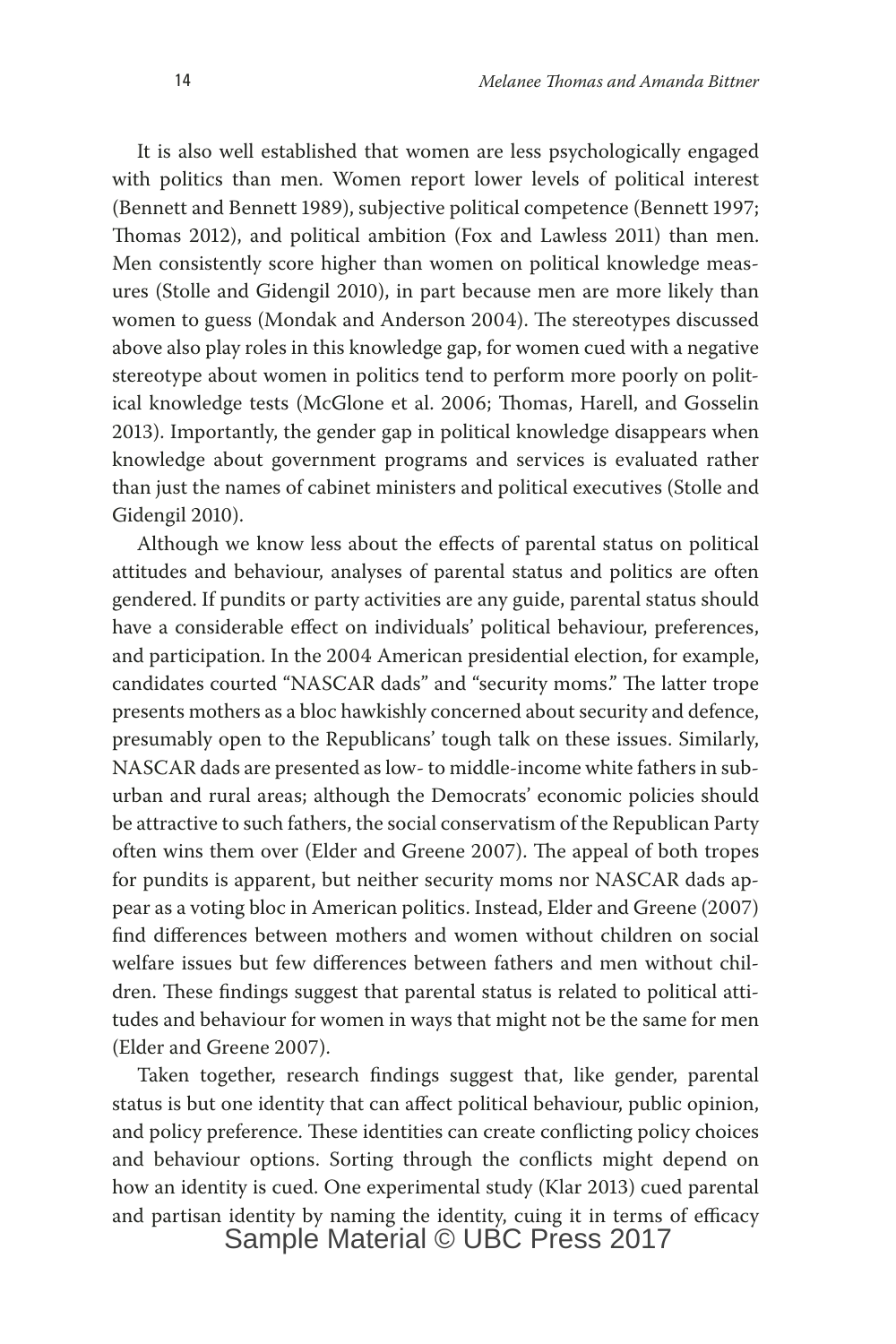It is also well established that women are less psychologically engaged with politics than men. Women report lower levels of political interest (Bennett and Bennett 1989), subjective political competence (Bennett 1997; Thomas 2012), and political ambition (Fox and Lawless 2011) than men. Men consistently score higher than women on political knowledge measures (Stolle and Gidengil 2010), in part because men are more likely than women to guess (Mondak and Anderson 2004). The stereotypes discussed above also play roles in this knowledge gap, for women cued with a negative stereotype about women in politics tend to perform more poorly on political knowledge tests (McGlone et al. 2006; Thomas, Harell, and Gosselin 2013). Importantly, the gender gap in political knowledge disappears when knowledge about government programs and services is evaluated rather than just the names of cabinet ministers and political executives (Stolle and Gidengil 2010).

Although we know less about the effects of parental status on political attitudes and behaviour, analyses of parental status and politics are often gendered. If pundits or party activities are any guide, parental status should have a considerable effect on individuals' political behaviour, preferences, and participation. In the 2004 American presidential election, for example, candidates courted "NASCAR dads" and "security moms." The latter trope presents mothers as a bloc hawkishly concerned about security and defence, presumably open to the Republicans' tough talk on these issues. Similarly, NASCAR dads are presented as low- to middle-income white fathers in suburban and rural areas; although the Democrats' economic policies should be attractive to such fathers, the social conservatism of the Republican Party often wins them over (Elder and Greene 2007). The appeal of both tropes for pundits is apparent, but neither security moms nor NASCAR dads appear as a voting bloc in American politics. Instead, Elder and Greene (2007) find differences between mothers and women without children on social welfare issues but few differences between fathers and men without children. These findings suggest that parental status is related to political attitudes and behaviour for women in ways that might not be the same for men (Elder and Greene 2007).

Taken together, research findings suggest that, like gender, parental status is but one identity that can affect political behaviour, public opinion, and policy preference. These identities can create conflicting policy choices and behaviour options. Sorting through the conflicts might depend on how an identity is cued. One experimental study (Klar 2013) cued parental and partisan identity by naming the identity, cuing it in terms of efficacy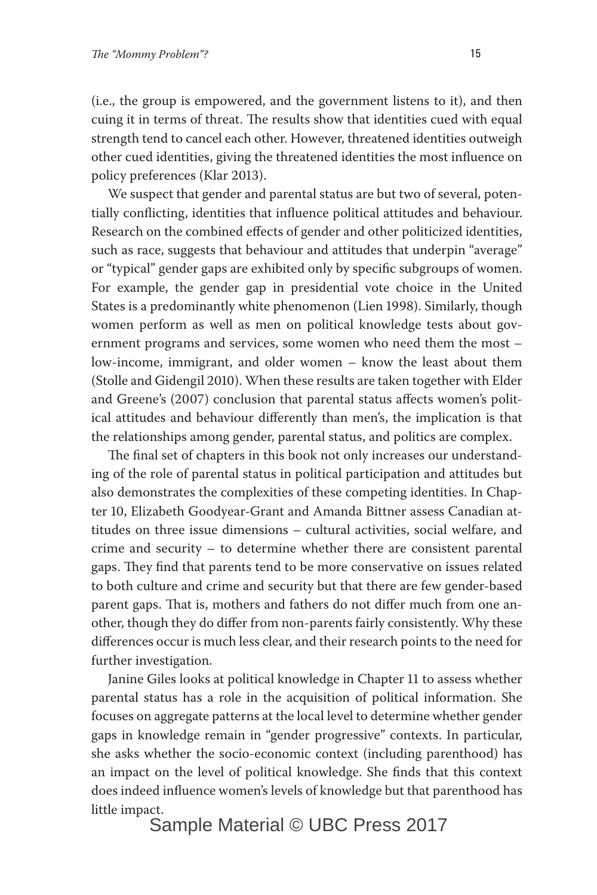(i.e., the group is empowered, and the government listens to it), and then cuing it in terms of threat. The results show that identities cued with equal strength tend to cancel each other. However, threatened identities outweigh other cued identities, giving the threatened identities the most influence on policy preferences (Klar 2013).

We suspect that gender and parental status are but two of several, potentially conflicting, identities that influence political attitudes and behaviour. Research on the combined effects of gender and other politicized identities, such as race, suggests that behaviour and attitudes that underpin "average" or "typical" gender gaps are exhibited only by specific subgroups of women. For example, the gender gap in presidential vote choice in the United States is a predominantly white phenomenon (Lien 1998). Similarly, though women perform as well as men on political knowledge tests about government programs and services, some women who need them the most – low-income, immigrant, and older women – know the least about them (Stolle and Gidengil 2010). When these results are taken together with Elder and Greene's (2007) conclusion that parental status affects women's political attitudes and behaviour differently than men's, the implication is that the relationships among gender, parental status, and politics are complex.

The final set of chapters in this book not only increases our understanding of the role of parental status in political participation and attitudes but also demonstrates the complexities of these competing identities. In Chapter 10, Elizabeth Goodyear-Grant and Amanda Bittner assess Canadian attitudes on three issue dimensions – cultural activities, social welfare, and crime and security – to determine whether there are consistent parental gaps. They find that parents tend to be more conservative on issues related to both culture and crime and security but that there are few gender-based parent gaps. That is, mothers and fathers do not differ much from one another, though they do differ from non-parents fairly consistently. Why these differences occur is much less clear, and their research points to the need for further investigation.

Janine Giles looks at political knowledge in Chapter 11 to assess whether parental status has a role in the acquisition of political information. She focuses on aggregate patterns at the local level to determine whether gender gaps in knowledge remain in "gender progressive" contexts. In particular, she asks whether the socio-economic context (including parenthood) has an impact on the level of political knowledge. She finds that this context does indeed influence women's levels of knowledge but that parenthood has little impact.

Sample Material © UBC Press 2017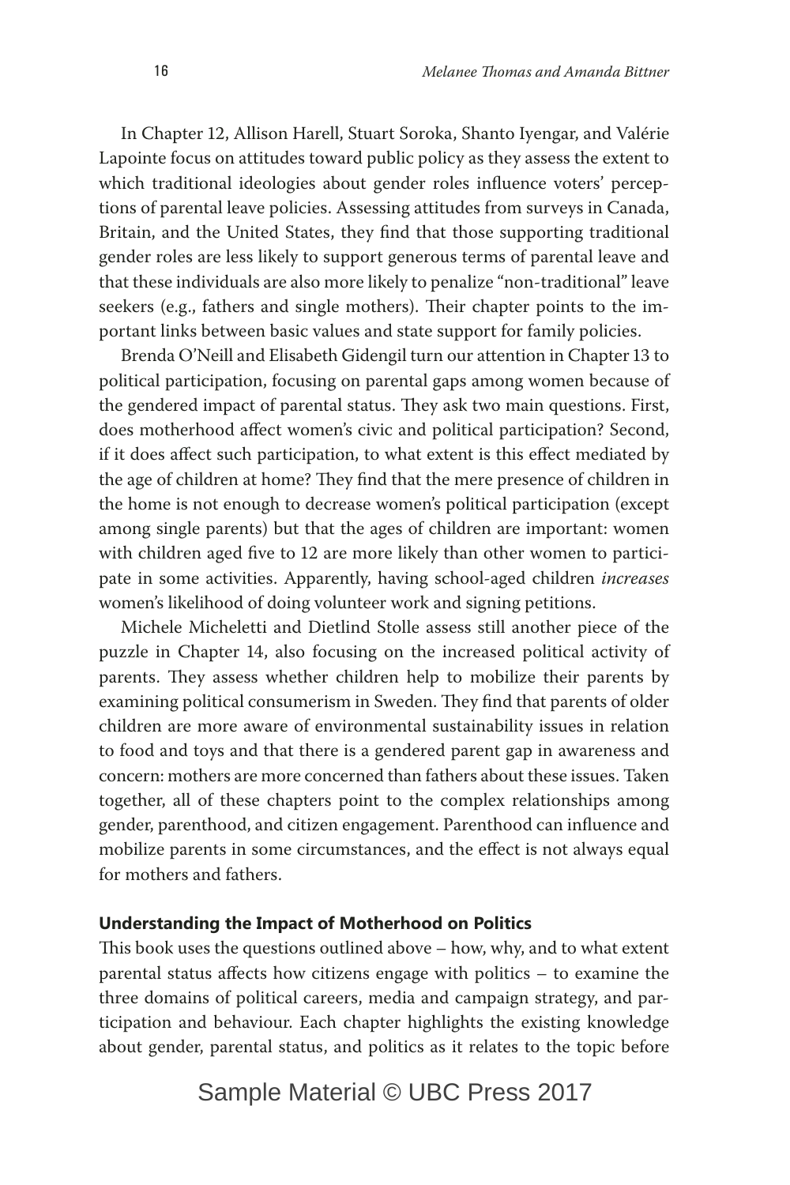In Chapter 12, Allison Harell, Stuart Soroka, Shanto Iyengar, and Valérie Lapointe focus on attitudes toward public policy as they assess the extent to which traditional ideologies about gender roles influence voters' perceptions of parental leave policies. Assessing attitudes from surveys in Canada, Britain, and the United States, they find that those supporting traditional gender roles are less likely to support generous terms of parental leave and that these individuals are also more likely to penalize "non-traditional" leave seekers (e.g., fathers and single mothers). Their chapter points to the important links between basic values and state support for family policies.

Brenda O'Neill and Elisabeth Gidengil turn our attention in Chapter 13 to political participation, focusing on parental gaps among women because of the gendered impact of parental status. They ask two main questions. First, does motherhood affect women's civic and political participation? Second, if it does affect such participation, to what extent is this effect mediated by the age of children at home? They find that the mere presence of children in the home is not enough to decrease women's political participation (except among single parents) but that the ages of children are important: women with children aged five to 12 are more likely than other women to participate in some activities. Apparently, having school-aged children *increases* women's likelihood of doing volunteer work and signing petitions.

Michele Micheletti and Dietlind Stolle assess still another piece of the puzzle in Chapter 14, also focusing on the increased political activity of parents. They assess whether children help to mobilize their parents by examining political consumerism in Sweden. They find that parents of older children are more aware of environmental sustainability issues in relation to food and toys and that there is a gendered parent gap in awareness and concern: mothers are more concerned than fathers about these issues. Taken together, all of these chapters point to the complex relationships among gender, parenthood, and citizen engagement. Parenthood can influence and mobilize parents in some circumstances, and the effect is not always equal for mothers and fathers.

## Understanding the Impact of Motherhood on Politics

This book uses the questions outlined above – how, why, and to what extent parental status affects how citizens engage with politics – to examine the three domains of political careers, media and campaign strategy, and participation and behaviour. Each chapter highlights the existing knowledge about gender, parental status, and politics as it relates to the topic before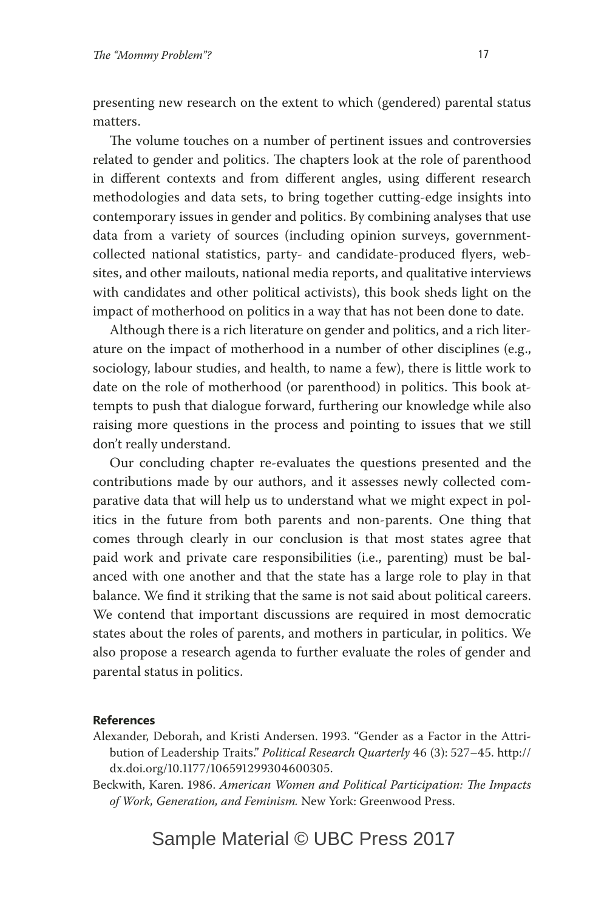presenting new research on the extent to which (gendered) parental status matters.

The volume touches on a number of pertinent issues and controversies related to gender and politics. The chapters look at the role of parenthood in different contexts and from different angles, using different research methodologies and data sets, to bring together cutting-edge insights into contemporary issues in gender and politics. By combining analyses that use data from a variety of sources (including opinion surveys, government-collected national statistics, party- and candidate-produced flyers, websites, and other mailouts, national media reports, and qualitative interviews with candidates and other political activists), this book sheds light on the impact of motherhood on politics in a way that has not been done to date.

Although there is a rich literature on gender and politics, and a rich literature on the impact of motherhood in a number of other disciplines (e.g., sociology, labour studies, and health, to name a few), there is little work to date on the role of motherhood (or parenthood) in politics. This book attempts to push that dialogue forward, furthering our knowledge while also raising more questions in the process and pointing to issues that we still don't really understand.

Our concluding chapter re-evaluates the questions presented and the contributions made by our authors, and it assesses newly collected comparative data that will help us to understand what we might expect in politics in the future from both parents and non-parents. One thing that comes through clearly in our conclusion is that most states agree that paid work and private care responsibilities (i.e., parenting) must be balanced with one another and that the state has a large role to play in that balance. We find it striking that the same is not said about political careers. We contend that important discussions are required in most democratic states about the roles of parents, and mothers in particular, in politics. We also propose a research agenda to further evaluate the roles of gender and parental status in politics.

**References**

Alexander, Deborah, and Kristi Andersen. 1993. "Gender as a Factor in the Attribution of Leadership Traits." *Political Research Quarterly* 46 (3): 527–45. http://dx.doi.org/10.1177/106591299304600305.

Beckwith, Karen. 1986. *American Women and Political Participation: The Impacts of Work, Generation, and Feminism.* New York: Greenwood Press.

Sample Material © UBC Press 2017